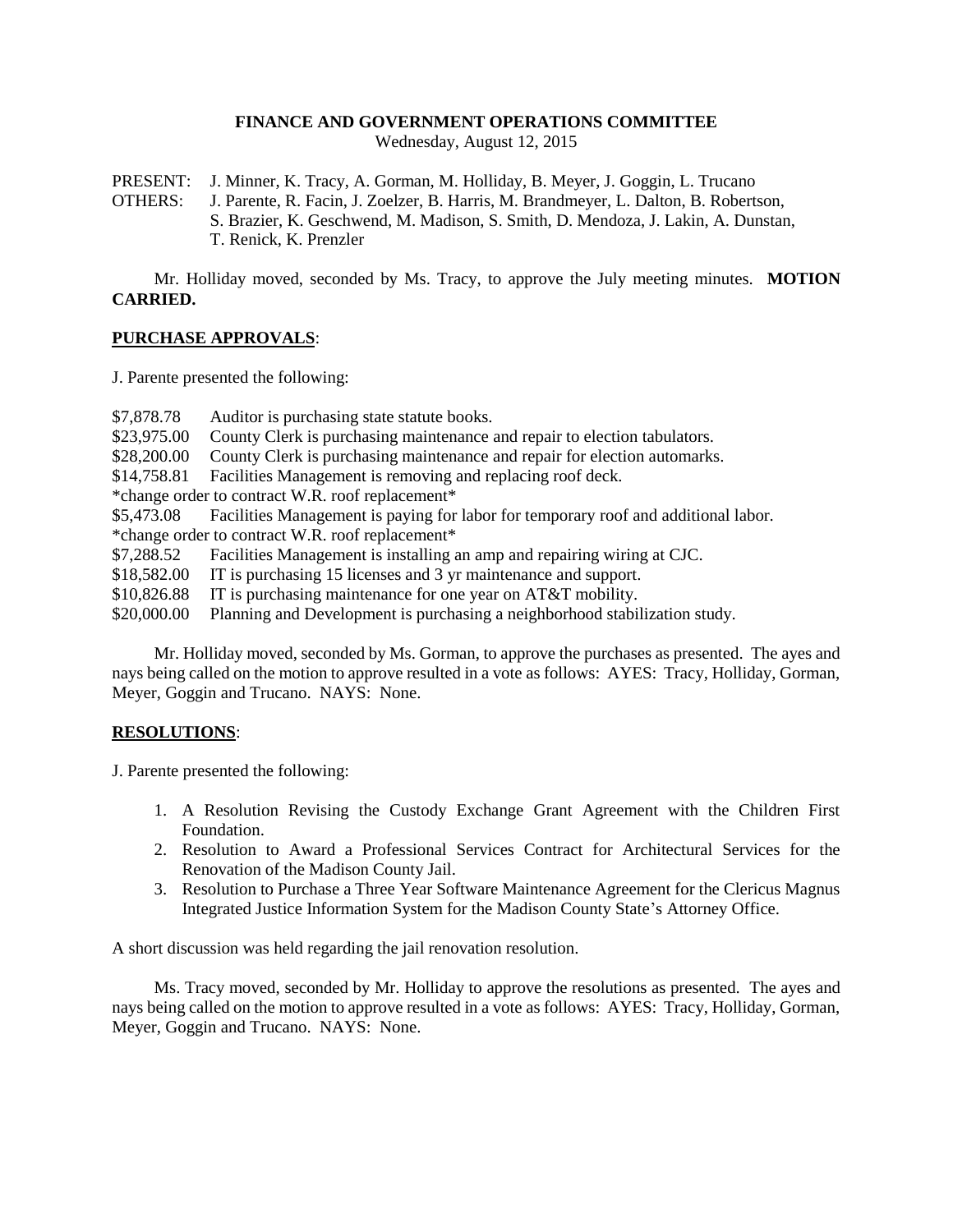# FINANCE AND GOVERNMENT OPERATIONS COMMITTEE

Wednesday, August 12, 2015

PRESENT: J. Minner, K. Tracy, A. Gorman, M. Holliday, B. Meyer, J. Goggin, L. Trucano

OTHERS: J. Parente, R. Facin, J. Zoelzer, B. Harris, M. Brandmeyer, L. Dalton, B. Robertson, S. Brazier, K. Geschwend, M. Madison, S. Smith, D. Mendoza, J. Lakin, A. Dunstan, T. Renick, K. Prenzler

Mr. Holliday moved, seconded by Ms. Tracy, to approve the July meeting minutes. **MOTION CARRIED.**

## PURCHASE APPROVALS:

J. Parente presented the following:

$7,878.78 Auditor is purchasing state statute books.

$23,975.00 County Clerk is purchasing maintenance and repair to election tabulators.

$28,200.00 County Clerk is purchasing maintenance and repair for election automarks.

$14,758.81 Facilities Management is removing and replacing roof deck.

*change order to contract W.R. roof replacement*

$5,473.08 Facilities Management is paying for labor for temporary roof and additional labor.

*change order to contract W.R. roof replacement*

$7,288.52 Facilities Management is installing an amp and repairing wiring at CJC.

$18,582.00 IT is purchasing 15 licenses and 3 yr maintenance and support.

$10,826.88 IT is purchasing maintenance for one year on AT&T mobility.

$20,000.00 Planning and Development is purchasing a neighborhood stabilization study.

Mr. Holliday moved, seconded by Ms. Gorman, to approve the purchases as presented. The ayes and nays being called on the motion to approve resulted in a vote as follows: AYES: Tracy, Holliday, Gorman, Meyer, Goggin and Trucano. NAYS: None.

## RESOLUTIONS:

J. Parente presented the following:

1. A Resolution Revising the Custody Exchange Grant Agreement with the Children First Foundation.
2. Resolution to Award a Professional Services Contract for Architectural Services for the Renovation of the Madison County Jail.
3. Resolution to Purchase a Three Year Software Maintenance Agreement for the Clericus Magnus Integrated Justice Information System for the Madison County State's Attorney Office.

A short discussion was held regarding the jail renovation resolution.

Ms. Tracy moved, seconded by Mr. Holliday to approve the resolutions as presented. The ayes and nays being called on the motion to approve resulted in a vote as follows: AYES: Tracy, Holliday, Gorman, Meyer, Goggin and Trucano. NAYS: None.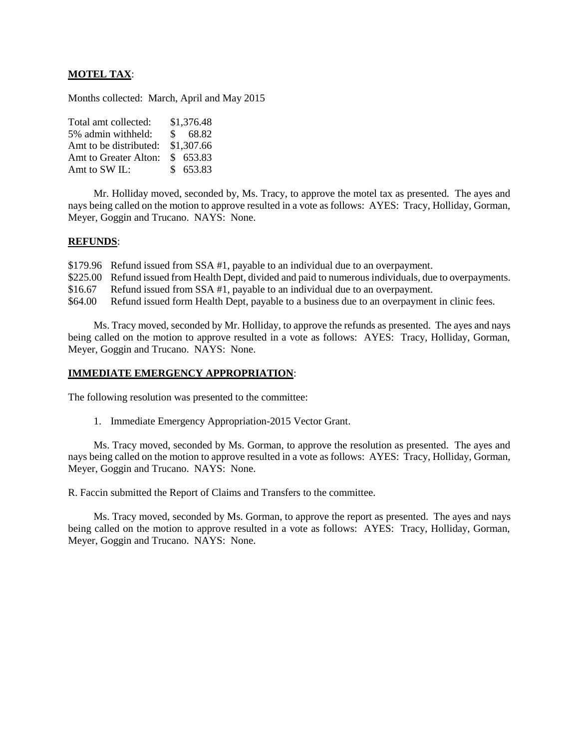**MOTEL TAX**:

Months collected: March, April and May 2015

| | |
|---|---|
| Total amt collected: | $1,376.48 |
| 5% admin withheld: | $ 68.82 |
| Amt to be distributed: | $1,307.66 |
| Amt to Greater Alton: | $ 653.83 |
| Amt to SW IL: | $ 653.83 |

Mr. Holliday moved, seconded by, Ms. Tracy, to approve the motel tax as presented. The ayes and nays being called on the motion to approve resulted in a vote as follows: AYES: Tracy, Holliday, Gorman, Meyer, Goggin and Trucano. NAYS: None.

**REFUNDS**:

$179.96 Refund issued from SSA #1, payable to an individual due to an overpayment.
$225.00 Refund issued from Health Dept, divided and paid to numerous individuals, due to overpayments.
$16.67 Refund issued from SSA #1, payable to an individual due to an overpayment.
$64.00 Refund issued form Health Dept, payable to a business due to an overpayment in clinic fees.

Ms. Tracy moved, seconded by Mr. Holliday, to approve the refunds as presented. The ayes and nays being called on the motion to approve resulted in a vote as follows: AYES: Tracy, Holliday, Gorman, Meyer, Goggin and Trucano. NAYS: None.

**IMMEDIATE EMERGENCY APPROPRIATION**:

The following resolution was presented to the committee:

1. Immediate Emergency Appropriation-2015 Vector Grant.

Ms. Tracy moved, seconded by Ms. Gorman, to approve the resolution as presented. The ayes and nays being called on the motion to approve resulted in a vote as follows: AYES: Tracy, Holliday, Gorman, Meyer, Goggin and Trucano. NAYS: None.

R. Faccin submitted the Report of Claims and Transfers to the committee.

Ms. Tracy moved, seconded by Ms. Gorman, to approve the report as presented. The ayes and nays being called on the motion to approve resulted in a vote as follows: AYES: Tracy, Holliday, Gorman, Meyer, Goggin and Trucano. NAYS: None.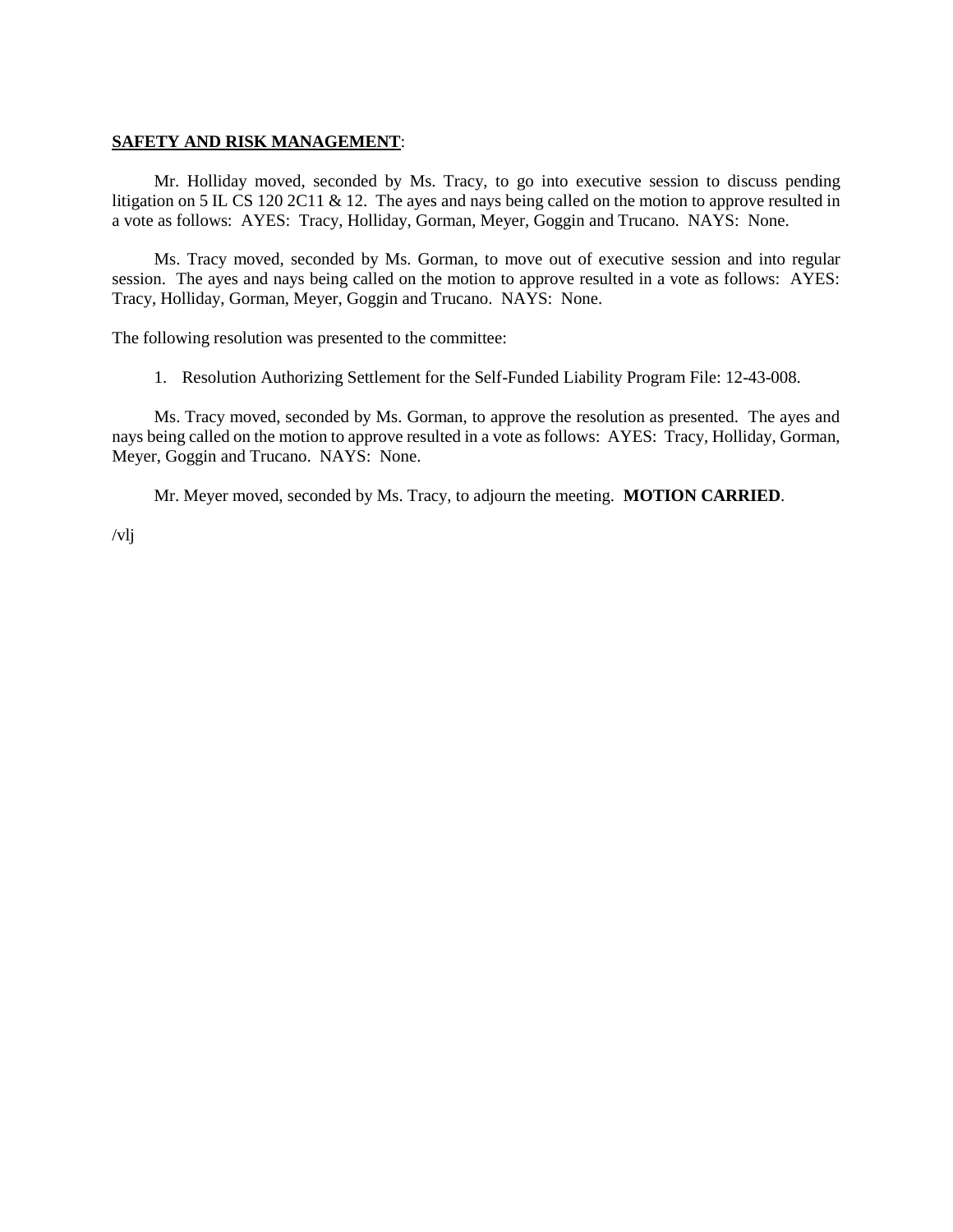**SAFETY AND RISK MANAGEMENT**:

Mr. Holliday moved, seconded by Ms. Tracy, to go into executive session to discuss pending litigation on 5 IL CS 120 2C11 & 12. The ayes and nays being called on the motion to approve resulted in a vote as follows: AYES: Tracy, Holliday, Gorman, Meyer, Goggin and Trucano. NAYS: None.

Ms. Tracy moved, seconded by Ms. Gorman, to move out of executive session and into regular session. The ayes and nays being called on the motion to approve resulted in a vote as follows: AYES: Tracy, Holliday, Gorman, Meyer, Goggin and Trucano. NAYS: None.

The following resolution was presented to the committee:

1. Resolution Authorizing Settlement for the Self-Funded Liability Program File: 12-43-008.

Ms. Tracy moved, seconded by Ms. Gorman, to approve the resolution as presented. The ayes and nays being called on the motion to approve resulted in a vote as follows: AYES: Tracy, Holliday, Gorman, Meyer, Goggin and Trucano. NAYS: None.

Mr. Meyer moved, seconded by Ms. Tracy, to adjourn the meeting. **MOTION CARRIED**.

/vlj